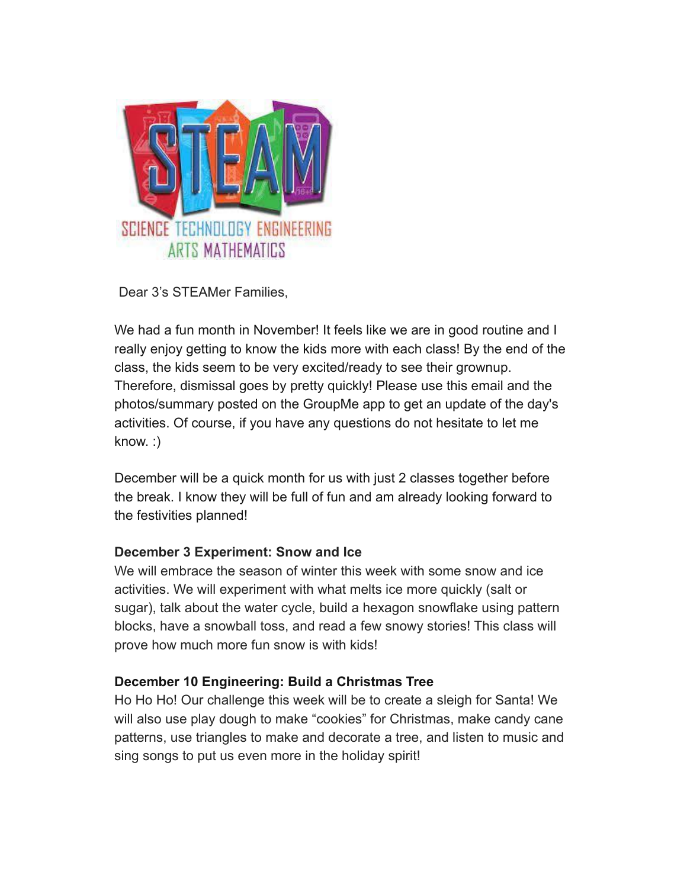Dear 3's STEAMer Families,

We had a fun month in November! It feels like we are in good routine and I really enjoy getting to know the kids more with each class! By the end of the class, the kids seem to be very excited/ready to see their grownup. Therefore, dismissal goes by pretty quickly! Please use this email and the photos/summary posted on the GroupMe app to get an update of the day's activities. Of course, if you have any questions do not hesitate to let me know. :)

December will be a quick month for us with just 2 classes together before the break. I know they will be full of fun and am already looking forward to the festivities planned!

**December 3 Experiment: Snow and Ice**
We will embrace the season of winter this week with some snow and ice activities. We will experiment with what melts ice more quickly (salt or sugar), talk about the water cycle, build a hexagon snowflake using pattern blocks, have a snowball toss, and read a few snowy stories! This class will prove how much more fun snow is with kids!

**December 10 Engineering: Build a Christmas Tree**
Ho Ho Ho! Our challenge this week will be to create a sleigh for Santa! We will also use play dough to make "cookies" for Christmas, make candy cane patterns, use triangles to make and decorate a tree, and listen to music and sing songs to put us even more in the holiday spirit!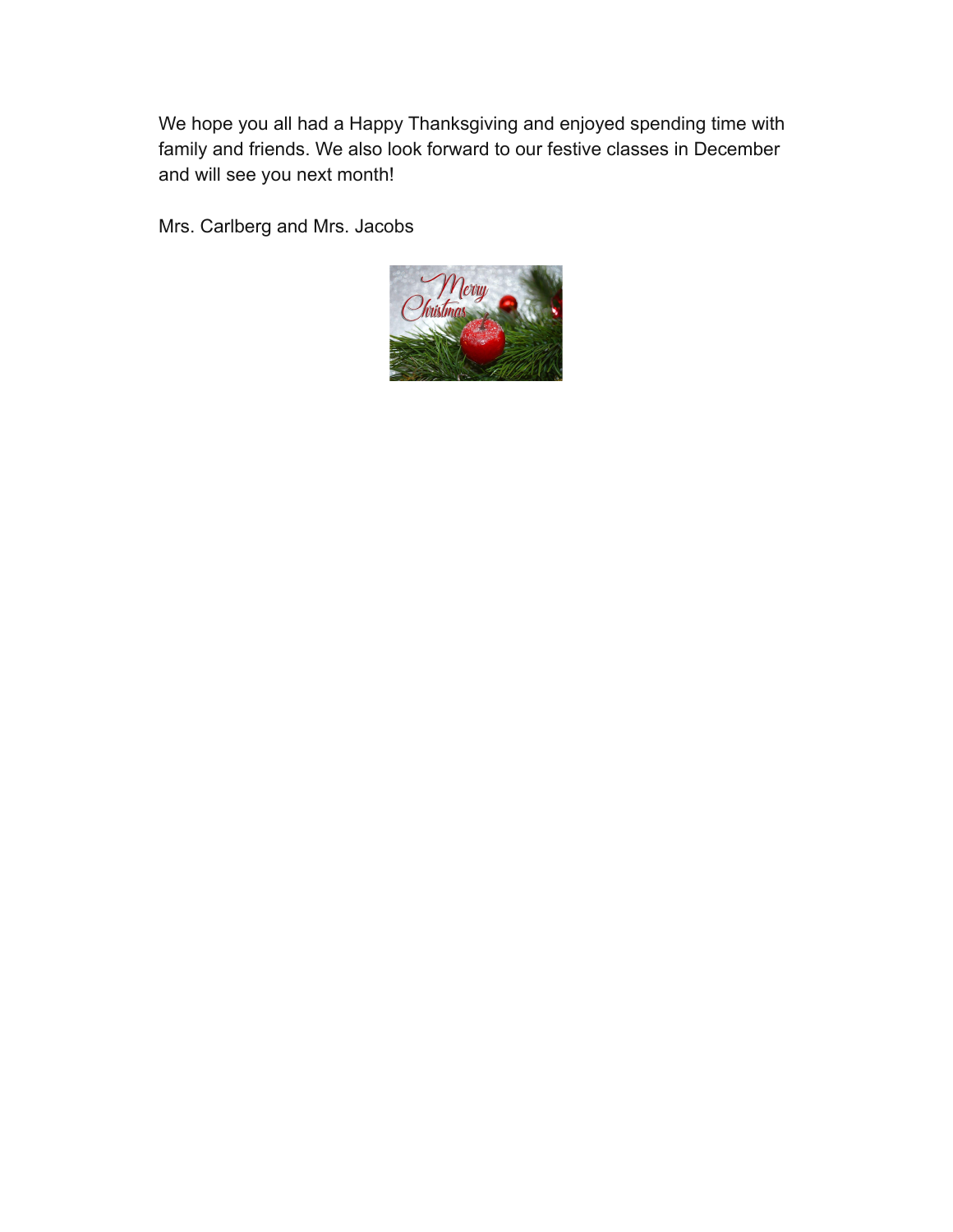We hope you all had a Happy Thanksgiving and enjoyed spending time with family and friends. We also look forward to our festive classes in December and will see you next month!

Mrs. Carlberg and Mrs. Jacobs